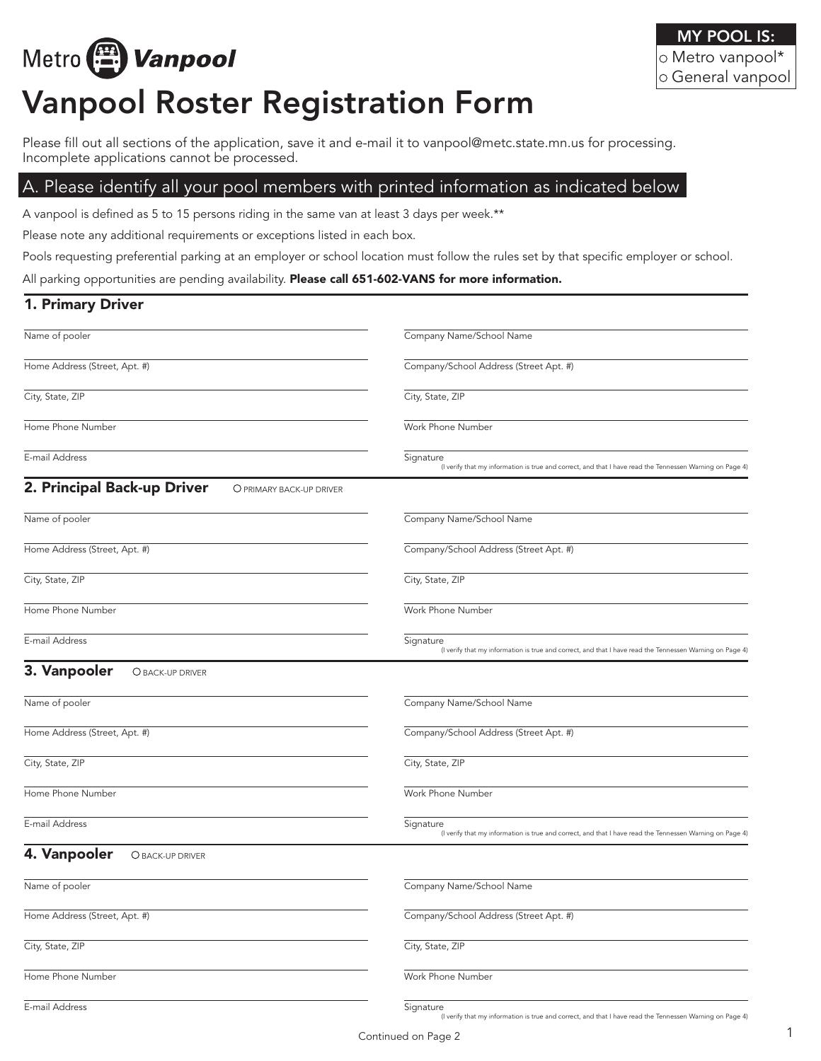Metro Vanpool

**MY POOL IS:**

- ○ Metro vanpool*
- ○ General vanpool

# Vanpool Roster Registration Form

Please fill out all sections of the application, save it and e-mail it to vanpool@metc.state.mn.us for processing. Incomplete applications cannot be processed.

## A. Please identify all your pool members with printed information as indicated below

A vanpool is defined as 5 to 15 persons riding in the same van at least 3 days per week.**

Please note any additional requirements or exceptions listed in each box.

Pools requesting preferential parking at an employer or school location must follow the rules set by that specific employer or school.

All parking opportunities are pending availability. **Please call 651-602-VANS for more information.**

### 1. Primary Driver

| | |
|---|---|
| Name of pooler | Company Name/School Name |
| Home Address (Street, Apt. #) | Company/School Address (Street Apt. #) |
| City, State, ZIP | City, State, ZIP |
| Home Phone Number | Work Phone Number |
| E-mail Address | Signature (I verify that my information is true and correct, and that I have read the Tennessen Warning on Page 4) |

### 2. Principal Back-up Driver

○ PRIMARY BACK-UP DRIVER

| | |
|---|---|
| Name of pooler | Company Name/School Name |
| Home Address (Street, Apt. #) | Company/School Address (Street Apt. #) |
| City, State, ZIP | City, State, ZIP |
| Home Phone Number | Work Phone Number |
| E-mail Address | Signature (I verify that my information is true and correct, and that I have read the Tennessen Warning on Page 4) |

### 3. Vanpooler

○ BACK-UP DRIVER

| | |
|---|---|
| Name of pooler | Company Name/School Name |
| Home Address (Street, Apt. #) | Company/School Address (Street Apt. #) |
| City, State, ZIP | City, State, ZIP |
| Home Phone Number | Work Phone Number |
| E-mail Address | Signature (I verify that my information is true and correct, and that I have read the Tennessen Warning on Page 4) |

### 4. Vanpooler

○ BACK-UP DRIVER

| | |
|---|---|
| Name of pooler | Company Name/School Name |
| Home Address (Street, Apt. #) | Company/School Address (Street Apt. #) |
| City, State, ZIP | City, State, ZIP |
| Home Phone Number | Work Phone Number |
| E-mail Address | Signature (I verify that my information is true and correct, and that I have read the Tennessen Warning on Page 4) |

Continued on Page 2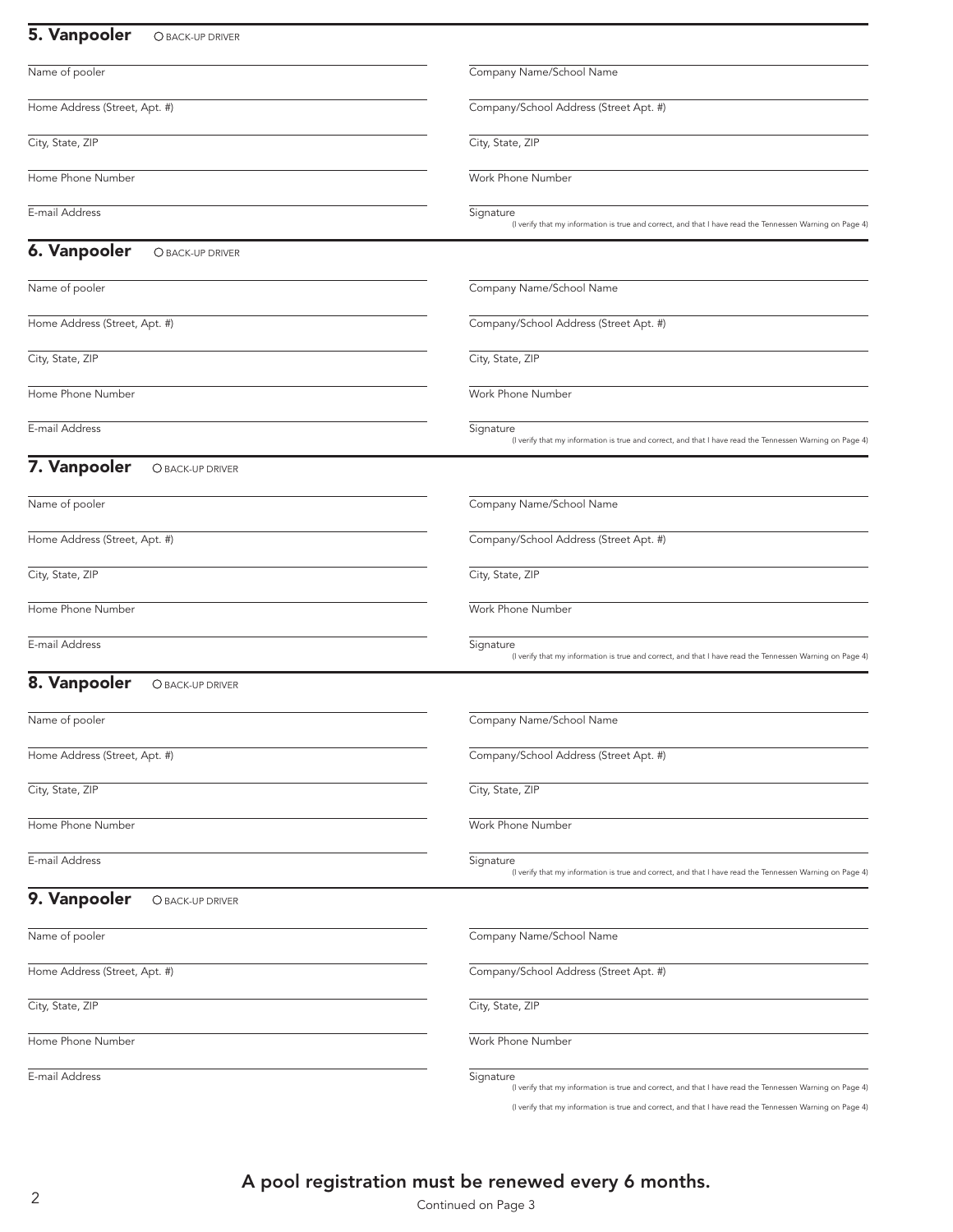## 5. Vanpooler

○ BACK-UP DRIVER

Name of pooler

Home Address (Street, Apt. #)

City, State, ZIP

Home Phone Number

E-mail Address

Company Name/School Name

Company/School Address (Street Apt. #)

City, State, ZIP

Work Phone Number

Signature
(I verify that my information is true and correct, and that I have read the Tennessen Warning on Page 4)

## 6. Vanpooler

○ BACK-UP DRIVER

Name of pooler

Home Address (Street, Apt. #)

City, State, ZIP

Home Phone Number

E-mail Address

Company Name/School Name

Company/School Address (Street Apt. #)

City, State, ZIP

Work Phone Number

Signature
(I verify that my information is true and correct, and that I have read the Tennessen Warning on Page 4)

## 7. Vanpooler

○ BACK-UP DRIVER

Name of pooler

Home Address (Street, Apt. #)

City, State, ZIP

Home Phone Number

E-mail Address

Company Name/School Name

Company/School Address (Street Apt. #)

City, State, ZIP

Work Phone Number

Signature
(I verify that my information is true and correct, and that I have read the Tennessen Warning on Page 4)

## 8. Vanpooler

○ BACK-UP DRIVER

Name of pooler

Home Address (Street, Apt. #)

City, State, ZIP

Home Phone Number

E-mail Address

Company Name/School Name

Company/School Address (Street Apt. #)

City, State, ZIP

Work Phone Number

Signature
(I verify that my information is true and correct, and that I have read the Tennessen Warning on Page 4)

## 9. Vanpooler

○ BACK-UP DRIVER

Name of pooler

Home Address (Street, Apt. #)

City, State, ZIP

Home Phone Number

E-mail Address

Company Name/School Name

Company/School Address (Street Apt. #)

City, State, ZIP

Work Phone Number

Signature
(I verify that my information is true and correct, and that I have read the Tennessen Warning on Page 4)

(I verify that my information is true and correct, and that I have read the Tennessen Warning on Page 4)

**A pool registration must be renewed every 6 months.**

Continued on Page 3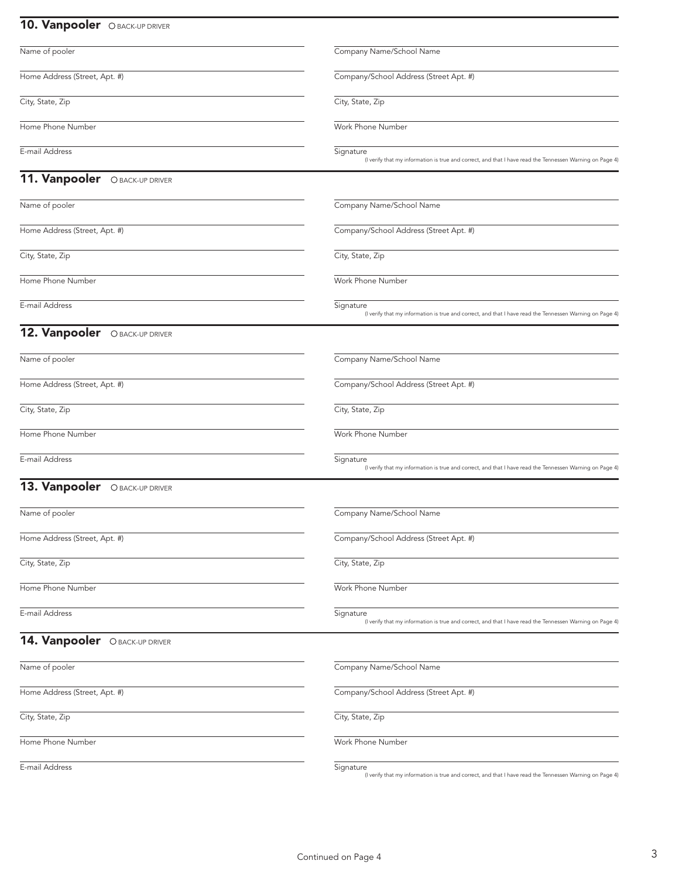## 10. Vanpooler ○ BACK-UP DRIVER

Name of pooler

Home Address (Street, Apt. #)

City, State, Zip

Home Phone Number

E-mail Address

Company Name/School Name

Company/School Address (Street Apt. #)

City, State, Zip

Work Phone Number

Signature
(I verify that my information is true and correct, and that I have read the Tennessen Warning on Page 4)

## 11. Vanpooler ○ BACK-UP DRIVER

Name of pooler

Home Address (Street, Apt. #)

City, State, Zip

Home Phone Number

E-mail Address

Company Name/School Name

Company/School Address (Street Apt. #)

City, State, Zip

Work Phone Number

Signature
(I verify that my information is true and correct, and that I have read the Tennessen Warning on Page 4)

## 12. Vanpooler ○ BACK-UP DRIVER

Name of pooler

Home Address (Street, Apt. #)

City, State, Zip

Home Phone Number

E-mail Address

Company Name/School Name

Company/School Address (Street Apt. #)

City, State, Zip

Work Phone Number

Signature
(I verify that my information is true and correct, and that I have read the Tennessen Warning on Page 4)

## 13. Vanpooler ○ BACK-UP DRIVER

Name of pooler

Home Address (Street, Apt. #)

City, State, Zip

Home Phone Number

E-mail Address

Company Name/School Name

Company/School Address (Street Apt. #)

City, State, Zip

Work Phone Number

Signature
(I verify that my information is true and correct, and that I have read the Tennessen Warning on Page 4)

## 14. Vanpooler ○ BACK-UP DRIVER

Name of pooler

Home Address (Street, Apt. #)

City, State, Zip

Home Phone Number

E-mail Address

Company Name/School Name

Company/School Address (Street Apt. #)

City, State, Zip

Work Phone Number

Signature
(I verify that my information is true and correct, and that I have read the Tennessen Warning on Page 4)

Continued on Page 4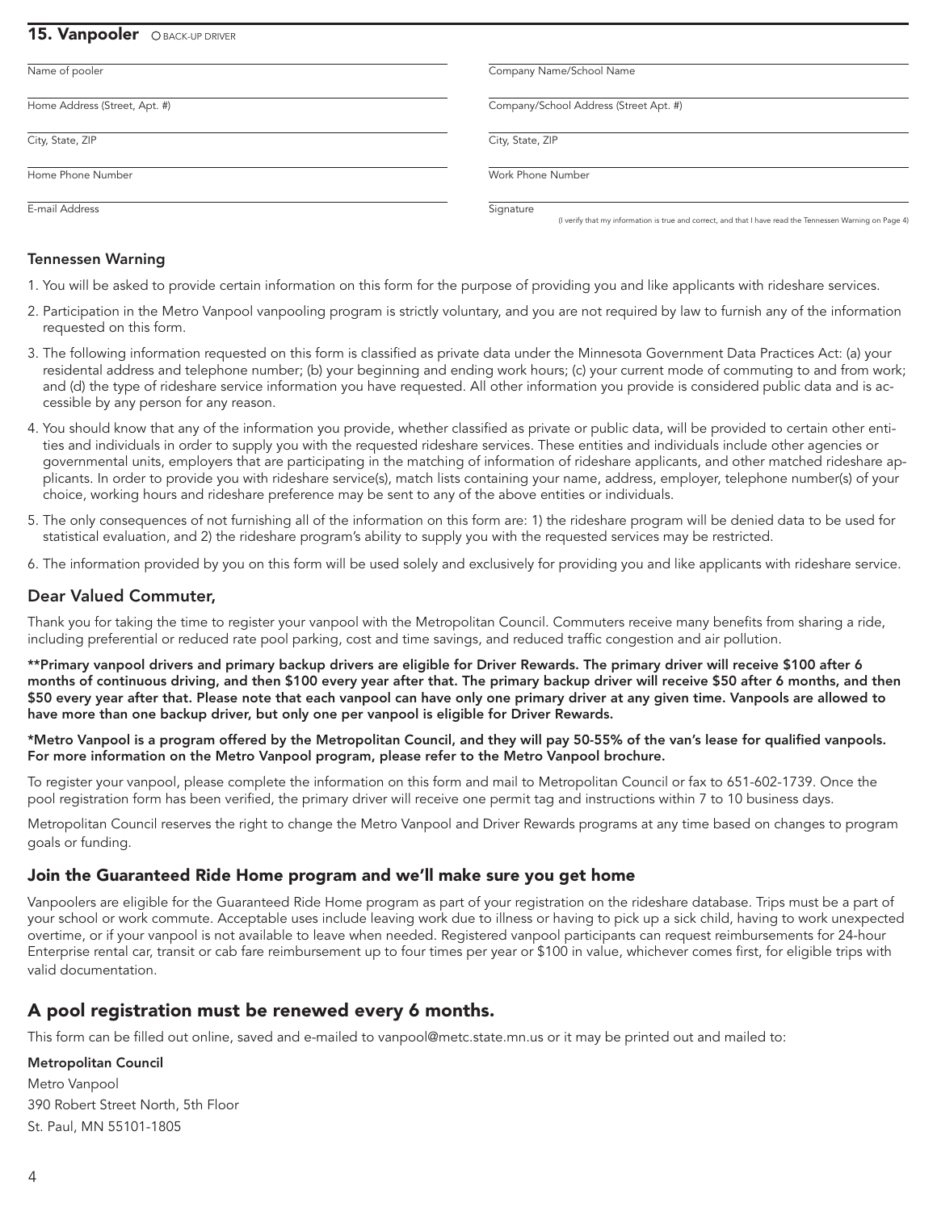## 15. Vanpooler ○ BACK-UP DRIVER

Name of pooler

Home Address (Street, Apt. #)

City, State, ZIP

Home Phone Number

E-mail Address

Company Name/School Name

Company/School Address (Street Apt. #)

City, State, ZIP

Work Phone Number

Signature
(I verify that my information is true and correct, and that I have read the Tennessen Warning on Page 4)

### Tennessen Warning

1. You will be asked to provide certain information on this form for the purpose of providing you and like applicants with rideshare services.
2. Participation in the Metro Vanpool vanpooling program is strictly voluntary, and you are not required by law to furnish any of the information requested on this form.
3. The following information requested on this form is classified as private data under the Minnesota Government Data Practices Act: (a) your residental address and telephone number; (b) your beginning and ending work hours; (c) your current mode of commuting to and from work; and (d) the type of rideshare service information you have requested. All other information you provide is considered public data and is accessible by any person for any reason.
4. You should know that any of the information you provide, whether classified as private or public data, will be provided to certain other entities and individuals in order to supply you with the requested rideshare services. These entities and individuals include other agencies or governmental units, employers that are participating in the matching of information of rideshare applicants, and other matched rideshare applicants. In order to provide you with rideshare service(s), match lists containing your name, address, employer, telephone number(s) of your choice, working hours and rideshare preference may be sent to any of the above entities or individuals.
5. The only consequences of not furnishing all of the information on this form are: 1) the rideshare program will be denied data to be used for statistical evaluation, and 2) the rideshare program's ability to supply you with the requested services may be restricted.
6. The information provided by you on this form will be used solely and exclusively for providing you and like applicants with rideshare service.

### Dear Valued Commuter,

Thank you for taking the time to register your vanpool with the Metropolitan Council. Commuters receive many benefits from sharing a ride, including preferential or reduced rate pool parking, cost and time savings, and reduced traffic congestion and air pollution.

**\*\*Primary vanpool drivers and primary backup drivers are eligible for Driver Rewards. The primary driver will receive $100 after 6 months of continuous driving, and then $100 every year after that. The primary backup driver will receive $50 after 6 months, and then $50 every year after that. Please note that each vanpool can have only one primary driver at any given time. Vanpools are allowed to have more than one backup driver, but only one per vanpool is eligible for Driver Rewards.**

**\*Metro Vanpool is a program offered by the Metropolitan Council, and they will pay 50-55% of the van's lease for qualified vanpools. For more information on the Metro Vanpool program, please refer to the Metro Vanpool brochure.**

To register your vanpool, please complete the information on this form and mail to Metropolitan Council or fax to 651-602-1739. Once the pool registration form has been verified, the primary driver will receive one permit tag and instructions within 7 to 10 business days.

Metropolitan Council reserves the right to change the Metro Vanpool and Driver Rewards programs at any time based on changes to program goals or funding.

### Join the Guaranteed Ride Home program and we'll make sure you get home

Vanpoolers are eligible for the Guaranteed Ride Home program as part of your registration on the rideshare database. Trips must be a part of your school or work commute. Acceptable uses include leaving work due to illness or having to pick up a sick child, having to work unexpected overtime, or if your vanpool is not available to leave when needed. Registered vanpool participants can request reimbursements for 24-hour Enterprise rental car, transit or cab fare reimbursement up to four times per year or $100 in value, whichever comes first, for eligible trips with valid documentation.

## A pool registration must be renewed every 6 months.

This form can be filled out online, saved and e-mailed to vanpool@metc.state.mn.us or it may be printed out and mailed to:

**Metropolitan Council**
Metro Vanpool
390 Robert Street North, 5th Floor
St. Paul, MN 55101-1805